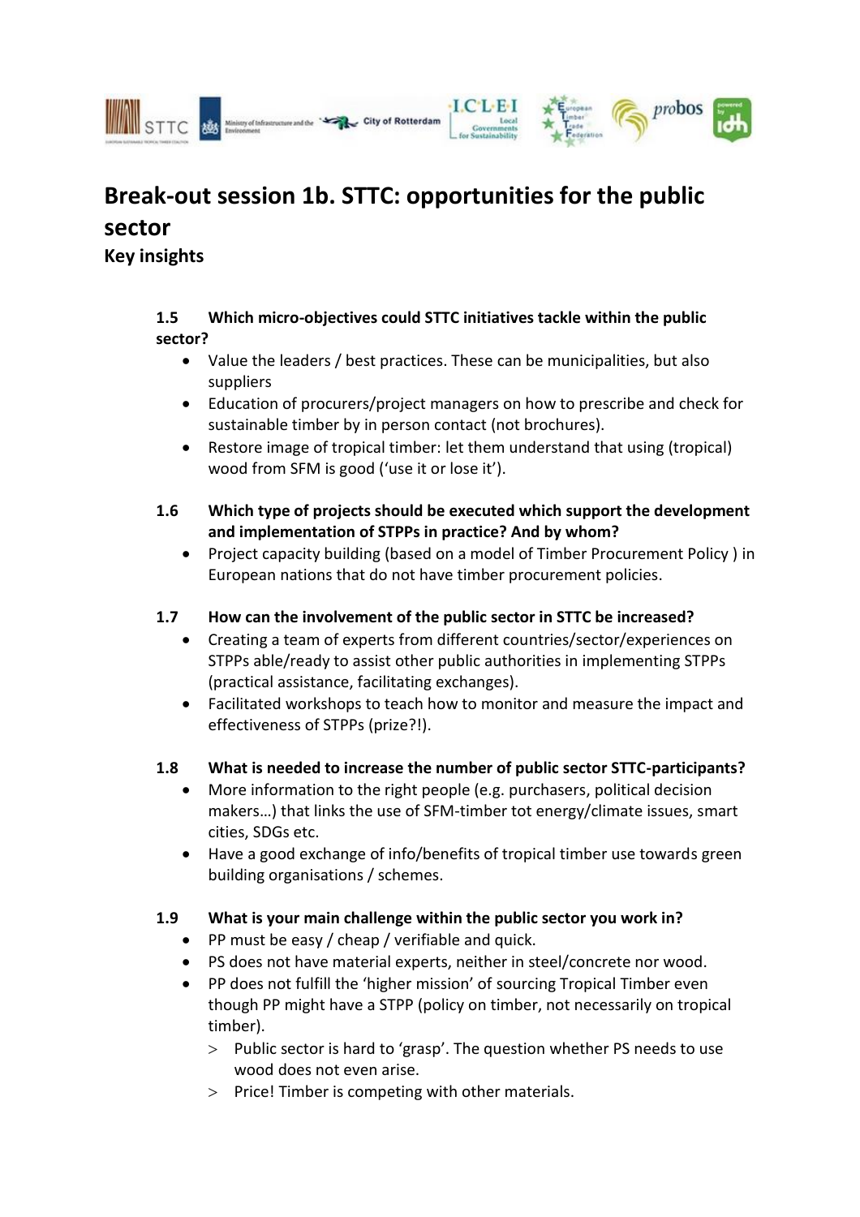# Break-out session 1b. STTC: opportunities for the public sector

## Key insights

### 1.5 Which micro-objectives could STTC initiatives tackle within the public sector?

- Value the leaders / best practices. These can be municipalities, but also suppliers
- Education of procurers/project managers on how to prescribe and check for sustainable timber by in person contact (not brochures).
- Restore image of tropical timber: let them understand that using (tropical) wood from SFM is good ('use it or lose it').

### 1.6 Which type of projects should be executed which support the development and implementation of STPPs in practice? And by whom?

- Project capacity building (based on a model of Timber Procurement Policy ) in European nations that do not have timber procurement policies.

### 1.7 How can the involvement of the public sector in STTC be increased?

- Creating a team of experts from different countries/sector/experiences on STPPs able/ready to assist other public authorities in implementing STPPs (practical assistance, facilitating exchanges).
- Facilitated workshops to teach how to monitor and measure the impact and effectiveness of STPPs (prize?!).

### 1.8 What is needed to increase the number of public sector STTC-participants?

- More information to the right people (e.g. purchasers, political decision makers…) that links the use of SFM-timber tot energy/climate issues, smart cities, SDGs etc.
- Have a good exchange of info/benefits of tropical timber use towards green building organisations / schemes.

### 1.9 What is your main challenge within the public sector you work in?

- PP must be easy / cheap / verifiable and quick.
- PS does not have material experts, neither in steel/concrete nor wood.
- PP does not fulfill the 'higher mission' of sourcing Tropical Timber even though PP might have a STPP (policy on timber, not necessarily on tropical timber).
  - > Public sector is hard to 'grasp'. The question whether PS needs to use wood does not even arise.
  - > Price! Timber is competing with other materials.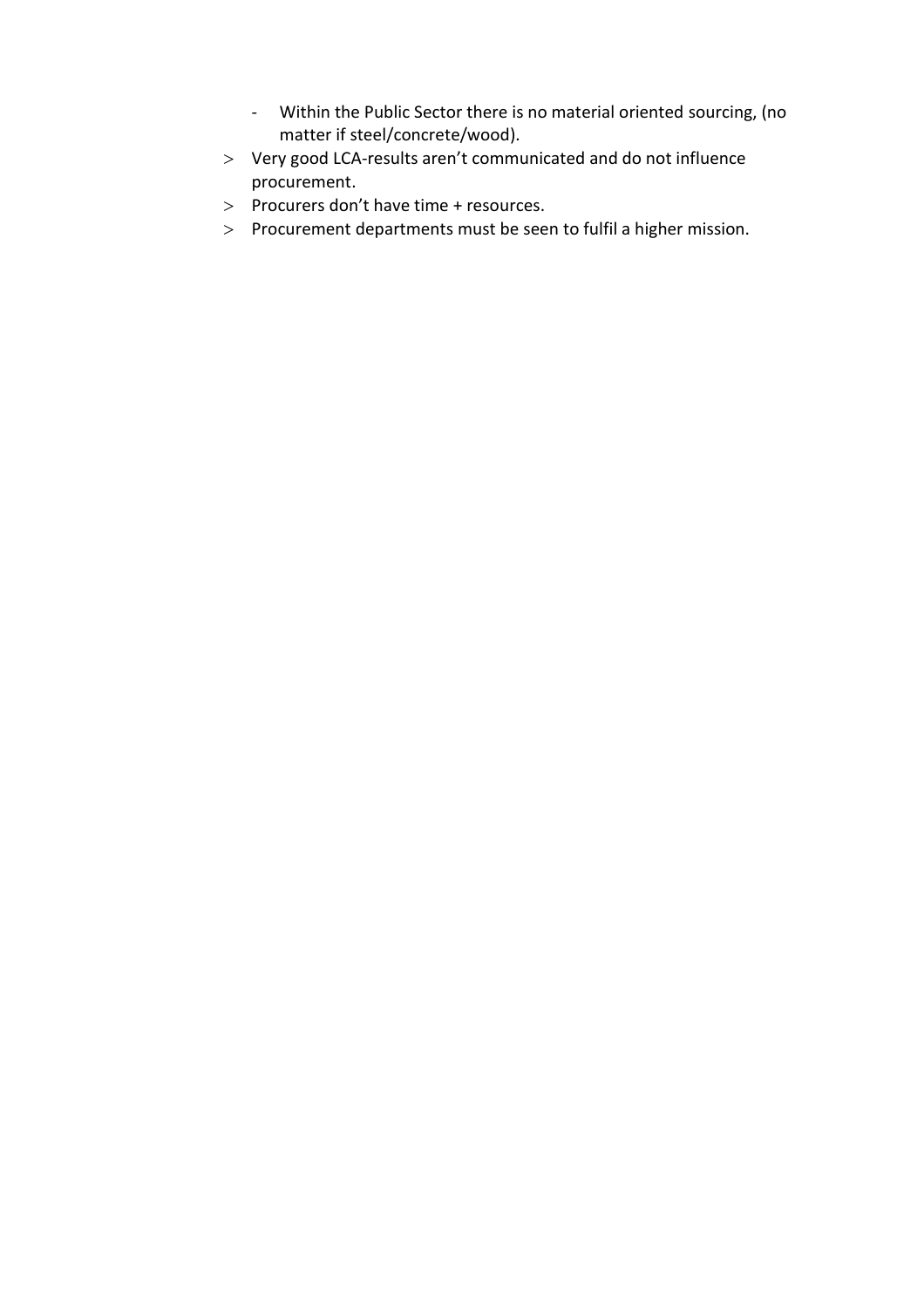- Within the Public Sector there is no material oriented sourcing, (no matter if steel/concrete/wood).

> Very good LCA-results aren't communicated and do not influence procurement.

> Procurers don't have time + resources.

> Procurement departments must be seen to fulfil a higher mission.